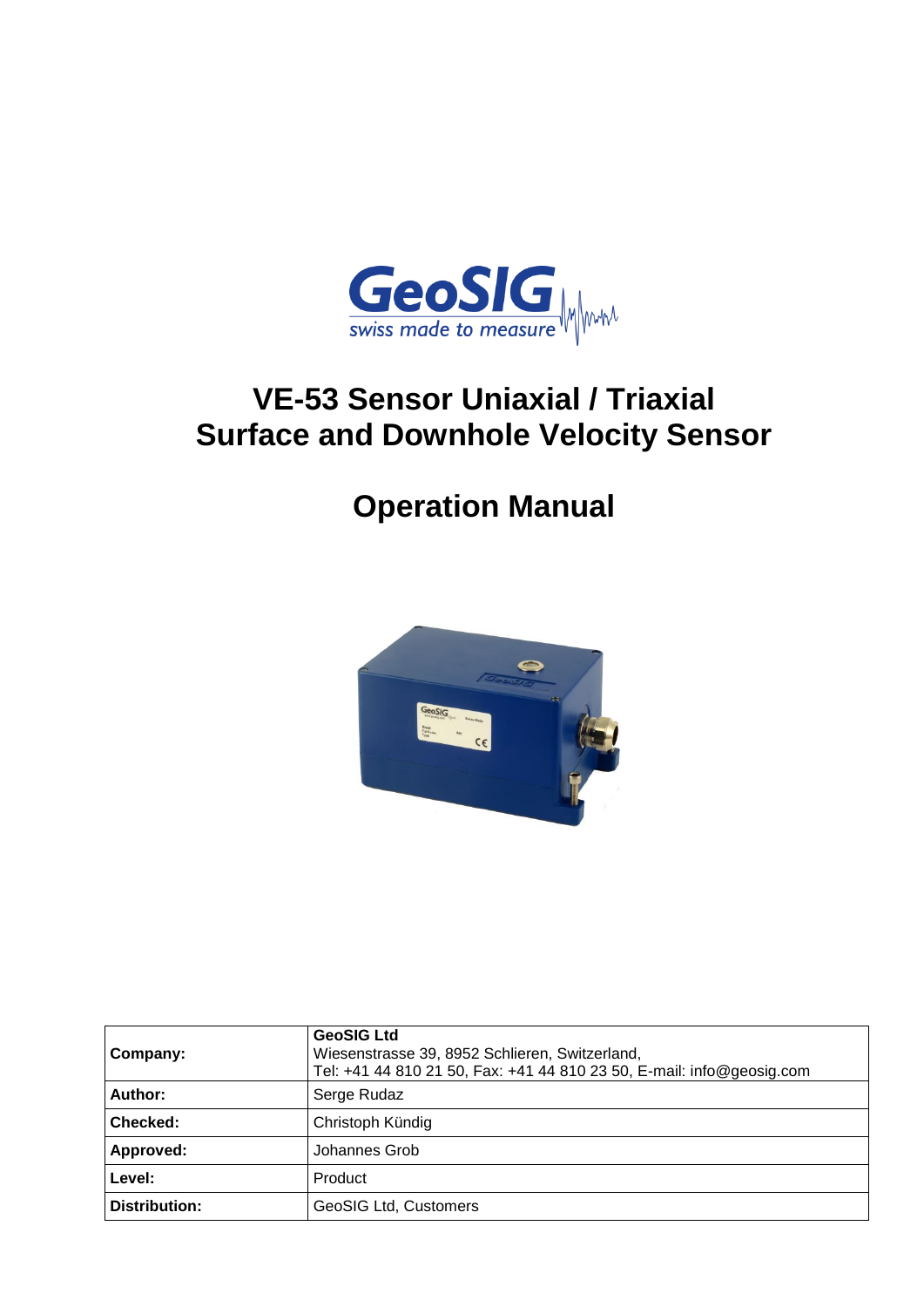# VE-53 Sensor Uniaxial / Triaxial Surface and Downhole Velocity Sensor

# Operation Manual

| Company: | **GeoSIG Ltd**<br>Wiesenstrasse 39, 8952 Schlieren, Switzerland,<br>Tel: +41 44 810 21 50, Fax: +41 44 810 23 50, E-mail: info@geosig.com |
|---|---|
| **Author:** | Serge Rudaz |
| **Checked:** | Christoph Kündig |
| **Approved:** | Johannes Grob |
| **Level:** | Product |
| **Distribution:** | GeoSIG Ltd, Customers |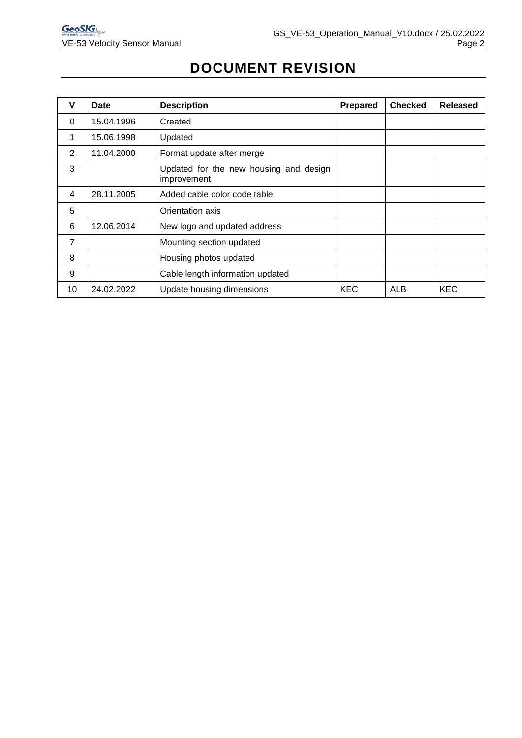# DOCUMENT REVISION

| V | Date | Description | Prepared | Checked | Released |
|---|---|---|---|---|---|
| 0 | 15.04.1996 | Created | | | |
| 1 | 15.06.1998 | Updated | | | |
| 2 | 11.04.2000 | Format update after merge | | | |
| 3 | | Updated for the new housing and design improvement | | | |
| 4 | 28.11.2005 | Added cable color code table | | | |
| 5 | | Orientation axis | | | |
| 6 | 12.06.2014 | New logo and updated address | | | |
| 7 | | Mounting section updated | | | |
| 8 | | Housing photos updated | | | |
| 9 | | Cable length information updated | | | |
| 10 | 24.02.2022 | Update housing dimensions | KEC | ALB | KEC |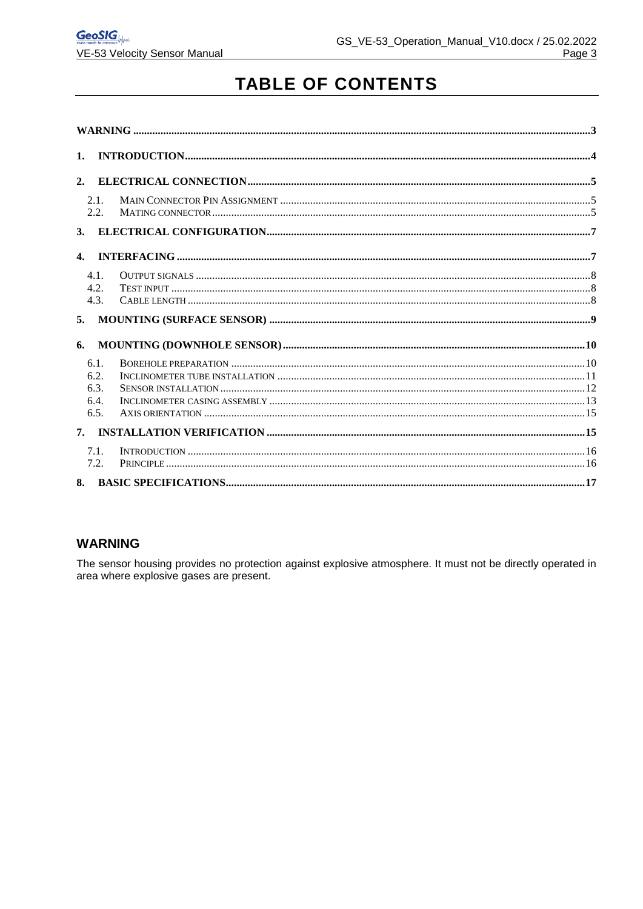# TABLE OF CONTENTS

- **WARNING** .......... 3
- **1. INTRODUCTION** .......... 4
- **2. ELECTRICAL CONNECTION** .......... 5
  - 2.1. Main Connector Pin Assignment .......... 5
  - 2.2. Mating Connector .......... 5
- **3. ELECTRICAL CONFIGURATION** .......... 7
- **4. INTERFACING** .......... 7
  - 4.1. Output Signals .......... 8
  - 4.2. Test Input .......... 8
  - 4.3. Cable Length .......... 8
- **5. MOUNTING (SURFACE SENSOR)** .......... 9
- **6. MOUNTING (DOWNHOLE SENSOR)** .......... 10
  - 6.1. Borehole Preparation .......... 10
  - 6.2. Inclinometer Tube Installation .......... 11
  - 6.3. Sensor Installation .......... 12
  - 6.4. Inclinometer Casing Assembly .......... 13
  - 6.5. Axis Orientation .......... 15
- **7. INSTALLATION VERIFICATION** .......... 15
  - 7.1. Introduction .......... 16
  - 7.2. Principle .......... 16
- **8. BASIC SPECIFICATIONS** .......... 17

## WARNING

The sensor housing provides no protection against explosive atmosphere. It must not be directly operated in area where explosive gases are present.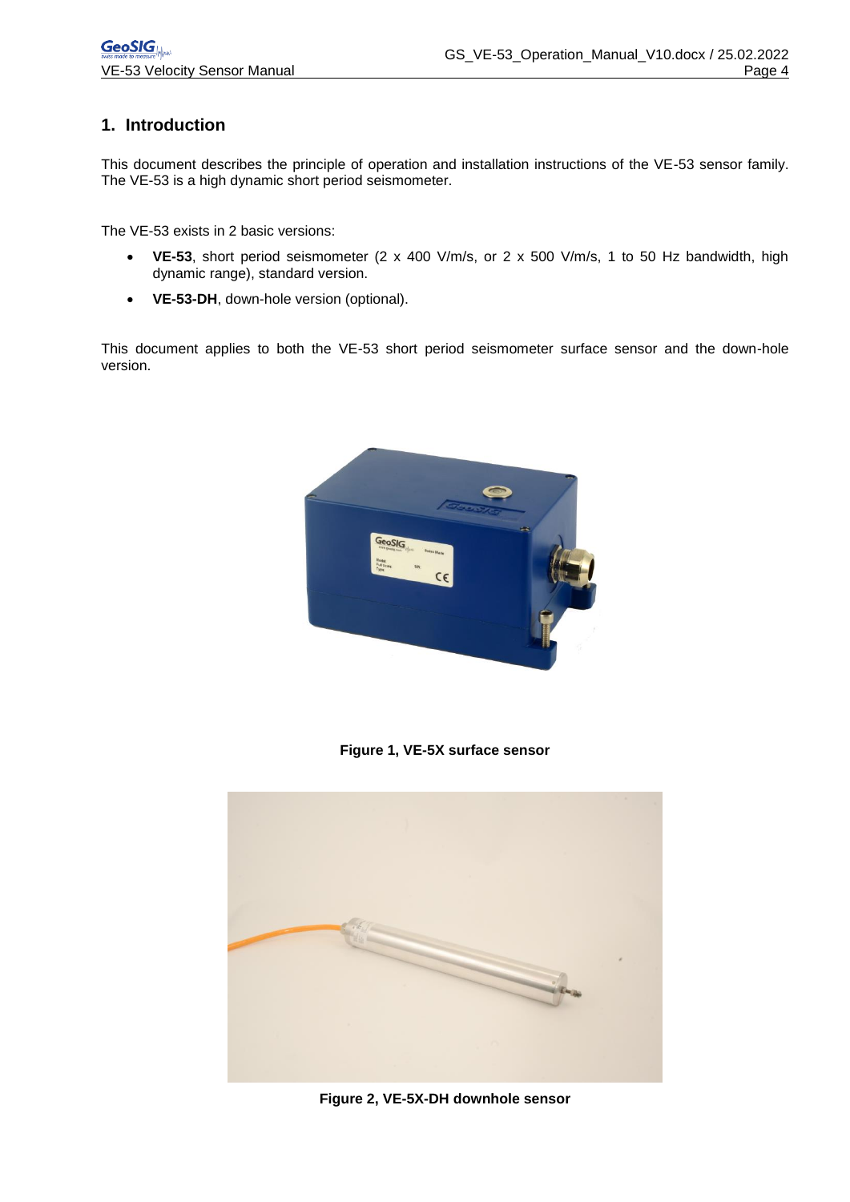## 1. Introduction

This document describes the principle of operation and installation instructions of the VE-53 sensor family. The VE-53 is a high dynamic short period seismometer.

The VE-53 exists in 2 basic versions:

- **VE-53**, short period seismometer (2 x 400 V/m/s, or 2 x 500 V/m/s, 1 to 50 Hz bandwidth, high dynamic range), standard version.
- **VE-53-DH**, down-hole version (optional).

This document applies to both the VE-53 short period seismometer surface sensor and the down-hole version.

**Figure 1, VE-5X surface sensor**

**Figure 2, VE-5X-DH downhole sensor**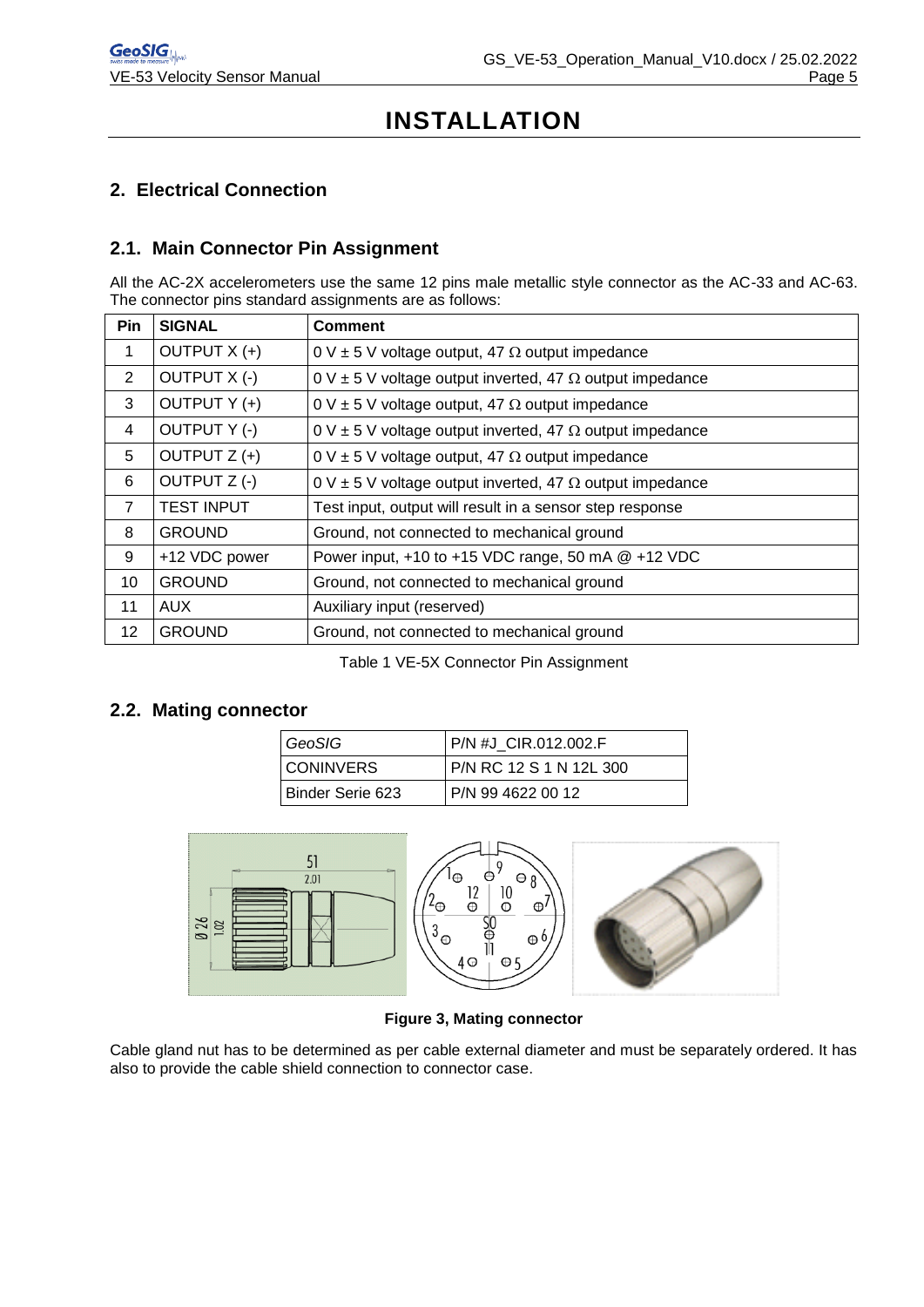# INSTALLATION

## 2. Electrical Connection

### 2.1. Main Connector Pin Assignment

All the AC-2X accelerometers use the same 12 pins male metallic style connector as the AC-33 and AC-63. The connector pins standard assignments are as follows:

| Pin | SIGNAL | Comment |
|---|---|---|
| 1 | OUTPUT X (+) | 0 V ± 5 V voltage output, 47 Ω output impedance |
| 2 | OUTPUT X (-) | 0 V ± 5 V voltage output inverted, 47 Ω output impedance |
| 3 | OUTPUT Y (+) | 0 V ± 5 V voltage output, 47 Ω output impedance |
| 4 | OUTPUT Y (-) | 0 V ± 5 V voltage output inverted, 47 Ω output impedance |
| 5 | OUTPUT Z (+) | 0 V ± 5 V voltage output, 47 Ω output impedance |
| 6 | OUTPUT Z (-) | 0 V ± 5 V voltage output inverted, 47 Ω output impedance |
| 7 | TEST INPUT | Test input, output will result in a sensor step response |
| 8 | GROUND | Ground, not connected to mechanical ground |
| 9 | +12 VDC power | Power input, +10 to +15 VDC range, 50 mA @ +12 VDC |
| 10 | GROUND | Ground, not connected to mechanical ground |
| 11 | AUX | Auxiliary input (reserved) |
| 12 | GROUND | Ground, not connected to mechanical ground |

Table 1 VE-5X Connector Pin Assignment

### 2.2. Mating connector

| *GeoSIG* | P/N #J_CIR.012.002.F |
|---|---|
| CONINVERS | P/N RC 12 S 1 N 12L 300 |
| Binder Serie 623 | P/N 99 4622 00 12 |

**Figure 3, Mating connector**

Cable gland nut has to be determined as per cable external diameter and must be separately ordered. It has also to provide the cable shield connection to connector case.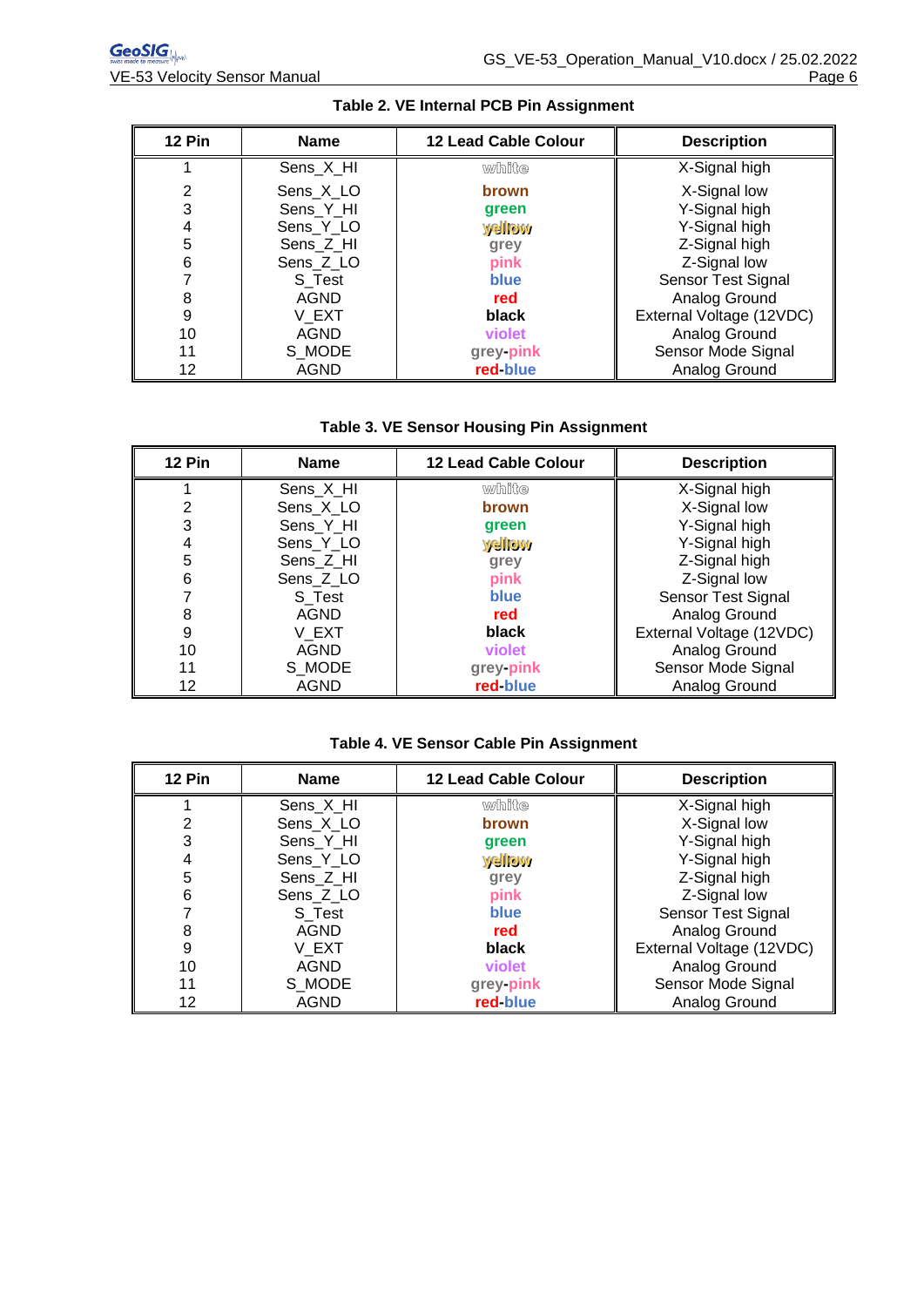**Table 2. VE Internal PCB Pin Assignment**

| 12 Pin | Name | 12 Lead Cable Colour | Description |
|---|---|---|---|
| 1 | Sens_X_HI | white | X-Signal high |
| 2 | Sens_X_LO | brown | X-Signal low |
| 3 | Sens_Y_HI | green | Y-Signal high |
| 4 | Sens_Y_LO | yellow | Y-Signal high |
| 5 | Sens_Z_HI | grey | Z-Signal high |
| 6 | Sens_Z_LO | pink | Z-Signal low |
| 7 | S_Test | blue | Sensor Test Signal |
| 8 | AGND | red | Analog Ground |
| 9 | V_EXT | black | External Voltage (12VDC) |
| 10 | AGND | violet | Analog Ground |
| 11 | S_MODE | grey-pink | Sensor Mode Signal |
| 12 | AGND | red-blue | Analog Ground |

**Table 3. VE Sensor Housing Pin Assignment**

| 12 Pin | Name | 12 Lead Cable Colour | Description |
|---|---|---|---|
| 1 | Sens_X_HI | white | X-Signal high |
| 2 | Sens_X_LO | brown | X-Signal low |
| 3 | Sens_Y_HI | green | Y-Signal high |
| 4 | Sens_Y_LO | yellow | Y-Signal high |
| 5 | Sens_Z_HI | grey | Z-Signal high |
| 6 | Sens_Z_LO | pink | Z-Signal low |
| 7 | S_Test | blue | Sensor Test Signal |
| 8 | AGND | red | Analog Ground |
| 9 | V_EXT | black | External Voltage (12VDC) |
| 10 | AGND | violet | Analog Ground |
| 11 | S_MODE | grey-pink | Sensor Mode Signal |
| 12 | AGND | red-blue | Analog Ground |

**Table 4. VE Sensor Cable Pin Assignment**

| 12 Pin | Name | 12 Lead Cable Colour | Description |
|---|---|---|---|
| 1 | Sens_X_HI | white | X-Signal high |
| 2 | Sens_X_LO | brown | X-Signal low |
| 3 | Sens_Y_HI | green | Y-Signal high |
| 4 | Sens_Y_LO | yellow | Y-Signal high |
| 5 | Sens_Z_HI | grey | Z-Signal high |
| 6 | Sens_Z_LO | pink | Z-Signal low |
| 7 | S_Test | blue | Sensor Test Signal |
| 8 | AGND | red | Analog Ground |
| 9 | V_EXT | black | External Voltage (12VDC) |
| 10 | AGND | violet | Analog Ground |
| 11 | S_MODE | grey-pink | Sensor Mode Signal |
| 12 | AGND | red-blue | Analog Ground |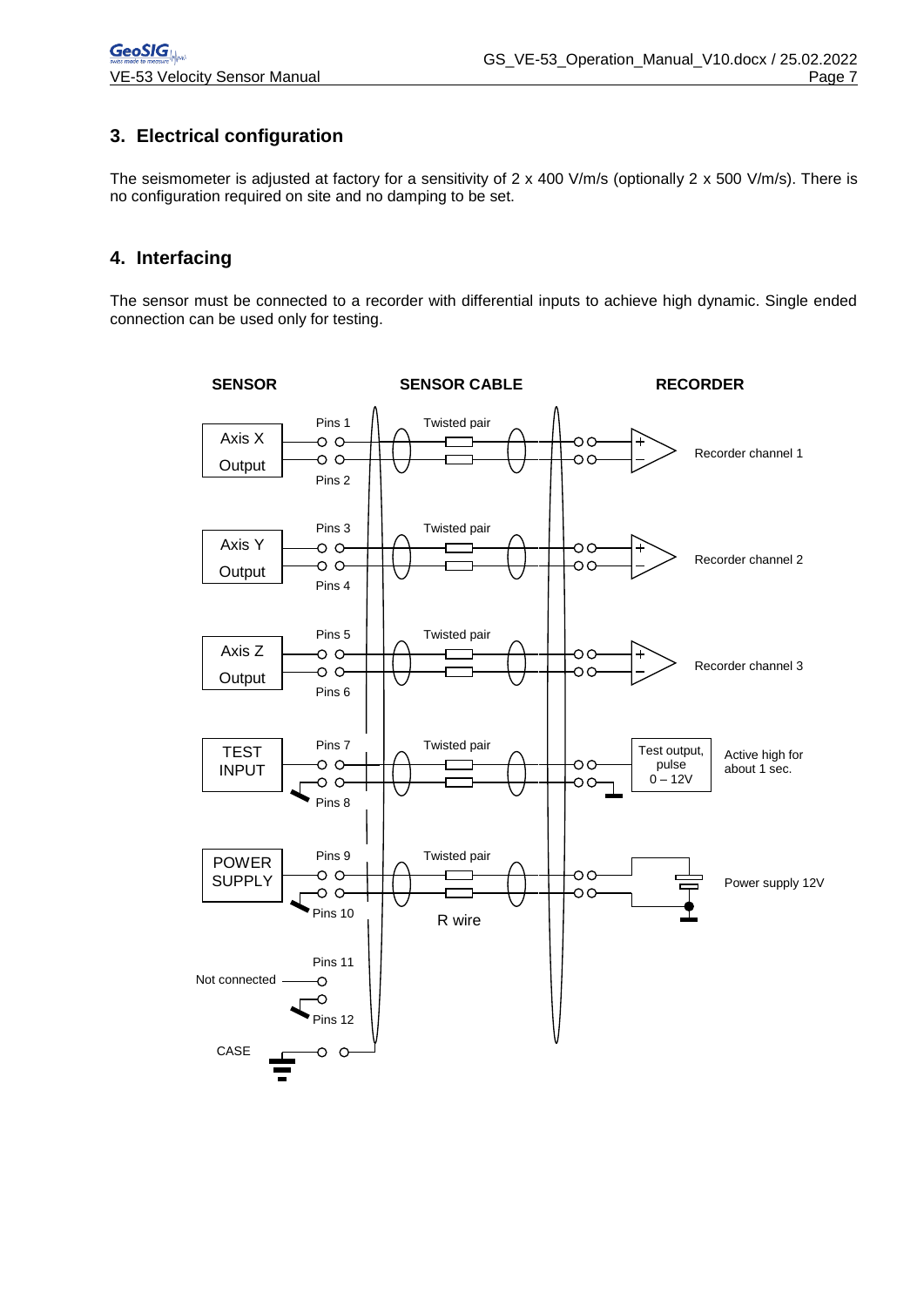## 3. Electrical configuration

The seismometer is adjusted at factory for a sensitivity of 2 x 400 V/m/s (optionally 2 x 500 V/m/s). There is no configuration required on site and no damping to be set.

## 4. Interfacing

The sensor must be connected to a recorder with differential inputs to achieve high dynamic. Single ended connection can be used only for testing.

SENSOR | SENSOR CABLE | RECORDER

- Axis X Output — Pins 1, Pins 2 — Twisted pair — Recorder channel 1
- Axis Y Output — Pins 3, Pins 4 — Twisted pair — Recorder channel 2
- Axis Z Output — Pins 5, Pins 6 — Twisted pair — Recorder channel 3
- TEST INPUT — Pins 7, Pins 8 — Twisted pair — Test output, pulse 0 – 12V — Active high for about 1 sec.
- POWER SUPPLY — Pins 9, Pins 10 — Twisted pair, R wire — Power supply 12V
- Not connected — Pins 11, Pins 12
- CASE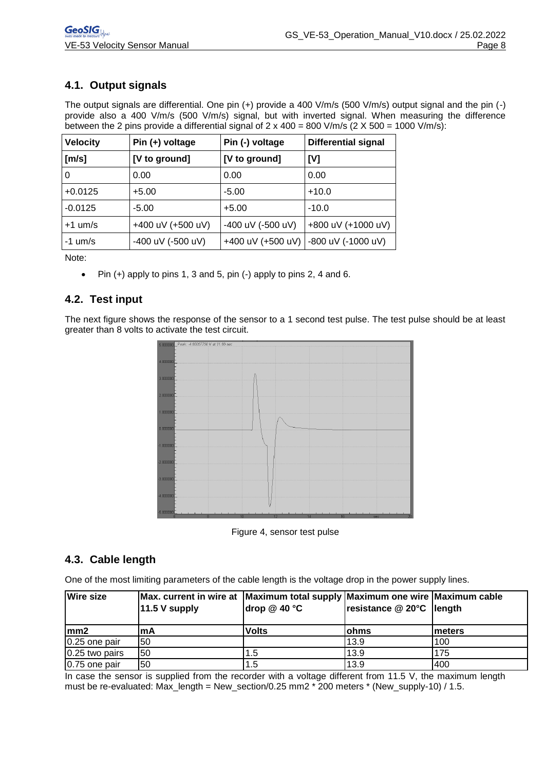## 4.1. Output signals

The output signals are differential. One pin (+) provide a 400 V/m/s (500 V/m/s) output signal and the pin (-) provide also a 400 V/m/s (500 V/m/s) signal, but with inverted signal. When measuring the difference between the 2 pins provide a differential signal of 2 x 400 = 800 V/m/s (2 X 500 = 1000 V/m/s):

| Velocity | Pin (+) voltage | Pin (-) voltage | Differential signal |
|---|---|---|---|
| [m/s] | [V to ground] | [V to ground] | [V] |
| 0 | 0.00 | 0.00 | 0.00 |
| +0.0125 | +5.00 | -5.00 | +10.0 |
| -0.0125 | -5.00 | +5.00 | -10.0 |
| +1 um/s | +400 uV (+500 uV) | -400 uV (-500 uV) | +800 uV (+1000 uV) |
| -1 um/s | -400 uV (-500 uV) | +400 uV (+500 uV) | -800 uV (-1000 uV) |

Note:

- Pin (+) apply to pins 1, 3 and 5, pin (-) apply to pins 2, 4 and 6.

## 4.2. Test input

The next figure shows the response of the sensor to a 1 second test pulse. The test pulse should be at least greater than 8 volts to activate the test circuit.

Figure 4, sensor test pulse

## 4.3. Cable length

One of the most limiting parameters of the cable length is the voltage drop in the power supply lines.

| Wire size | Max. current in wire at 11.5 V supply | Maximum total supply drop @ 40 °C | Maximum one wire resistance @ 20°C | Maximum cable length |
|---|---|---|---|---|
| mm2 | mA | Volts | ohms | meters |
| 0.25 one pair | 50 | | 13.9 | 100 |
| 0.25 two pairs | 50 | 1.5 | 13.9 | 175 |
| 0.75 one pair | 50 | 1.5 | 13.9 | 400 |

In case the sensor is supplied from the recorder with a voltage different from 11.5 V, the maximum length must be re-evaluated: Max_length = New_section/0.25 mm2 * 200 meters * (New_supply-10) / 1.5.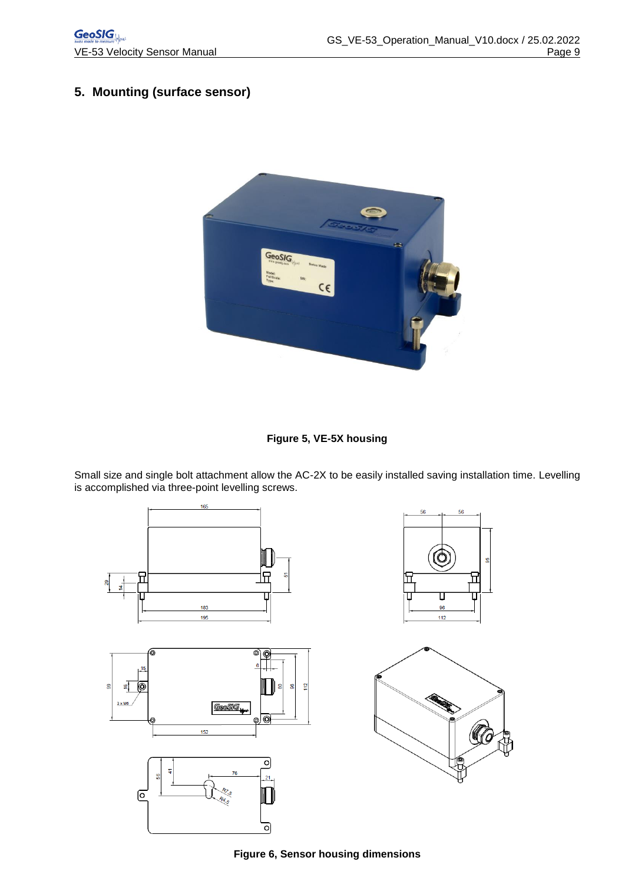## 5. Mounting (surface sensor)

Figure 5, VE-5X housing

Small size and single bolt attachment allow the AC-2X to be easily installed saving installation time. Levelling is accomplished via three-point levelling screws.

Figure 6, Sensor housing dimensions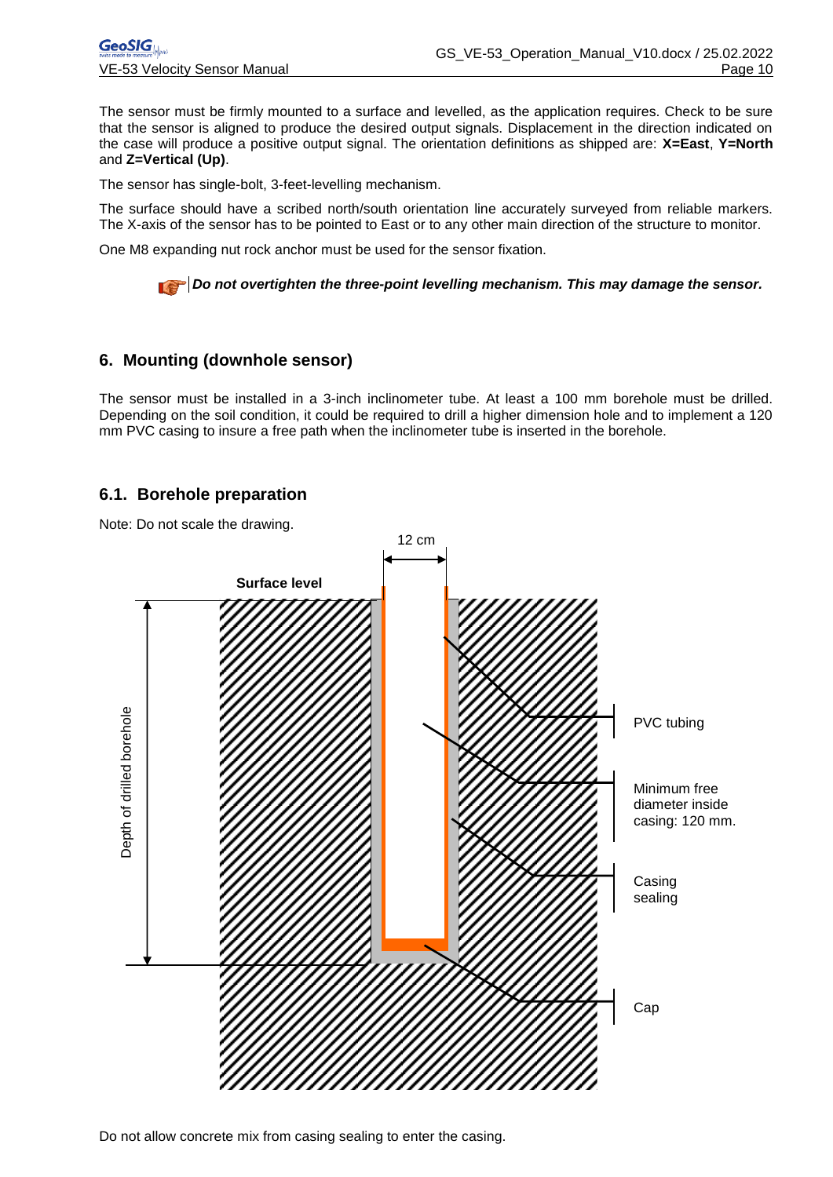The sensor must be firmly mounted to a surface and levelled, as the application requires. Check to be sure that the sensor is aligned to produce the desired output signals. Displacement in the direction indicated on the case will produce a positive output signal. The orientation definitions as shipped are: **X=East**, **Y=North** and **Z=Vertical (Up)**.

The sensor has single-bolt, 3-feet-levelling mechanism.

The surface should have a scribed north/south orientation line accurately surveyed from reliable markers. The X-axis of the sensor has to be pointed to East or to any other main direction of the structure to monitor.

One M8 expanding nut rock anchor must be used for the sensor fixation.

***Do not overtighten the three-point levelling mechanism. This may damage the sensor.***

## 6. Mounting (downhole sensor)

The sensor must be installed in a 3-inch inclinometer tube. At least a 100 mm borehole must be drilled. Depending on the soil condition, it could be required to drill a higher dimension hole and to implement a 120 mm PVC casing to insure a free path when the inclinometer tube is inserted in the borehole.

### 6.1. Borehole preparation

Note: Do not scale the drawing.

12 cm

Surface level

Depth of drilled borehole

PVC tubing

Minimum free diameter inside casing: 120 mm.

Casing sealing

Cap

Do not allow concrete mix from casing sealing to enter the casing.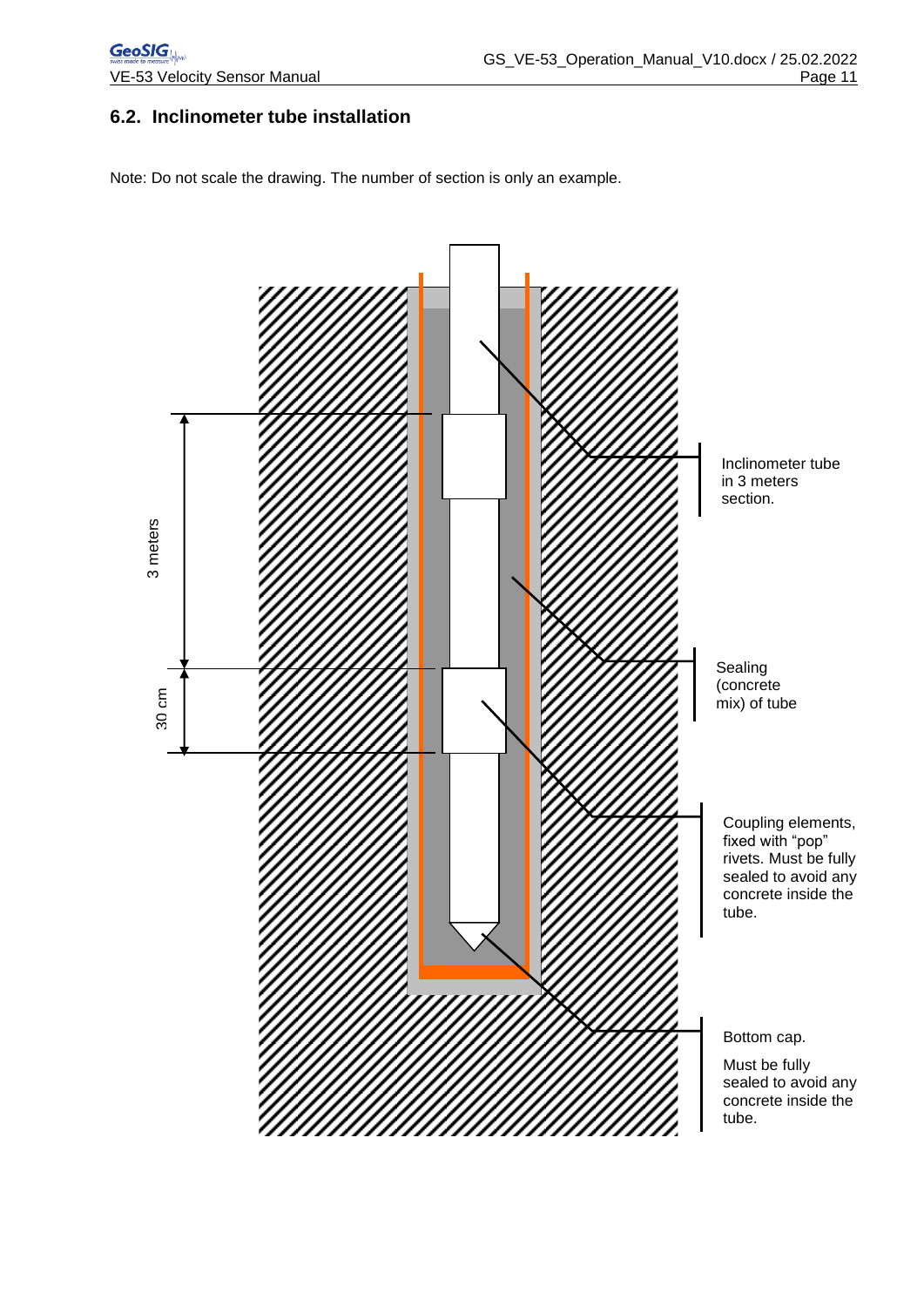## 6.2. Inclinometer tube installation

Note: Do not scale the drawing. The number of section is only an example.

3 meters

30 cm

Inclinometer tube in 3 meters section.

Sealing (concrete mix) of tube

Coupling elements, fixed with "pop" rivets. Must be fully sealed to avoid any concrete inside the tube.

Bottom cap.

Must be fully sealed to avoid any concrete inside the tube.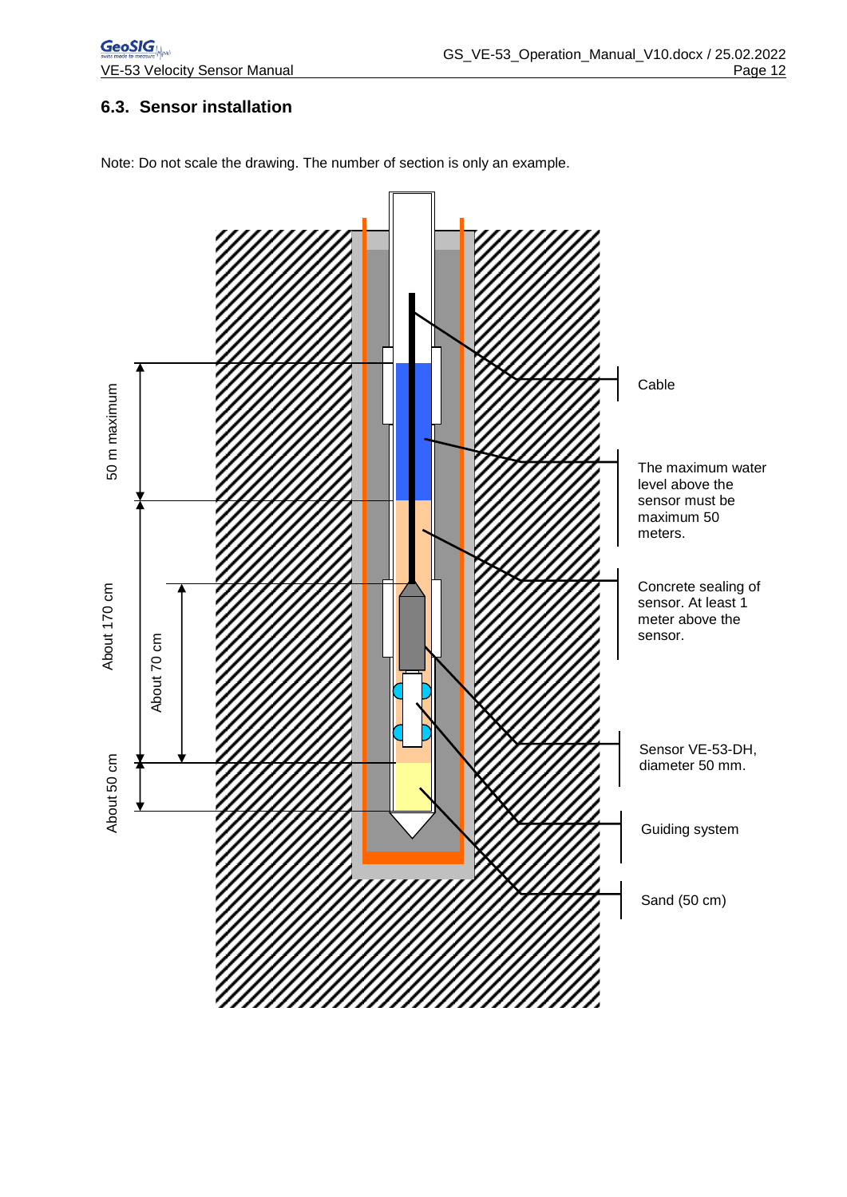## 6.3. Sensor installation

Note: Do not scale the drawing. The number of section is only an example.

50 m maximum

About 170 cm

About 70 cm

About 50 cm

Cable

The maximum water level above the sensor must be maximum 50 meters.

Concrete sealing of sensor. At least 1 meter above the sensor.

Sensor VE-53-DH, diameter 50 mm.

Guiding system

Sand (50 cm)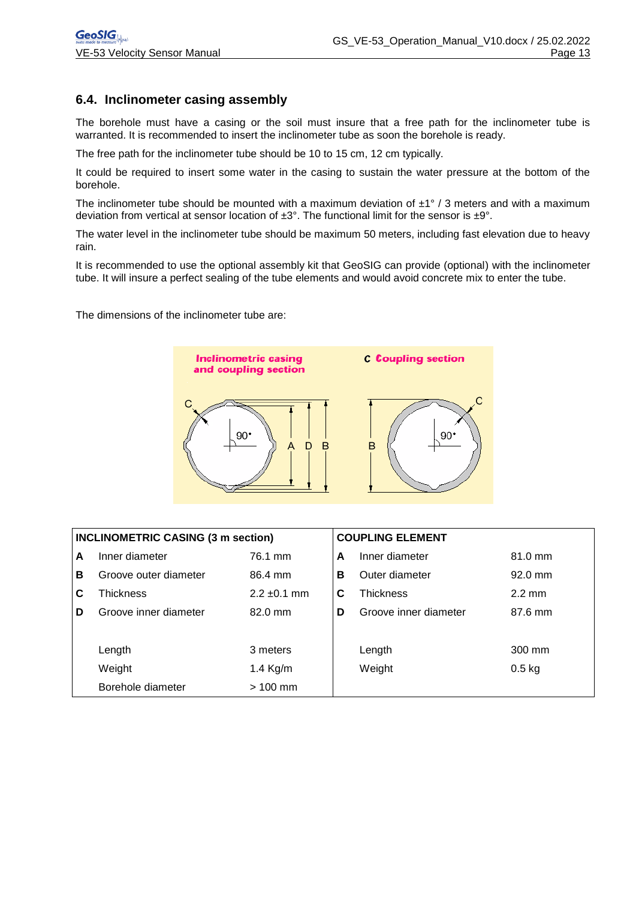## 6.4. Inclinometer casing assembly

The borehole must have a casing or the soil must insure that a free path for the inclinometer tube is warranted. It is recommended to insert the inclinometer tube as soon the borehole is ready.

The free path for the inclinometer tube should be 10 to 15 cm, 12 cm typically.

It could be required to insert some water in the casing to sustain the water pressure at the bottom of the borehole.

The inclinometer tube should be mounted with a maximum deviation of ±1° / 3 meters and with a maximum deviation from vertical at sensor location of ±3°. The functional limit for the sensor is ±9°.

The water level in the inclinometer tube should be maximum 50 meters, including fast elevation due to heavy rain.

It is recommended to use the optional assembly kit that GeoSIG can provide (optional) with the inclinometer tube. It will insure a perfect sealing of the tube elements and would avoid concrete mix to enter the tube.

The dimensions of the inclinometer tube are:

| INCLINOMETRIC CASING (3 m section) | | | COUPLING ELEMENT | | |
|---|---|---|---|---|---|
| **A** | Inner diameter | 76.1 mm | **A** | Inner diameter | 81.0 mm |
| **B** | Groove outer diameter | 86.4 mm | **B** | Outer diameter | 92.0 mm |
| **C** | Thickness | 2.2 ±0.1 mm | **C** | Thickness | 2.2 mm |
| **D** | Groove inner diameter | 82.0 mm | **D** | Groove inner diameter | 87.6 mm |
| | | | | | |
| | Length | 3 meters | | Length | 300 mm |
| | Weight | 1.4 Kg/m | | Weight | 0.5 kg |
| | Borehole diameter | > 100 mm | | | |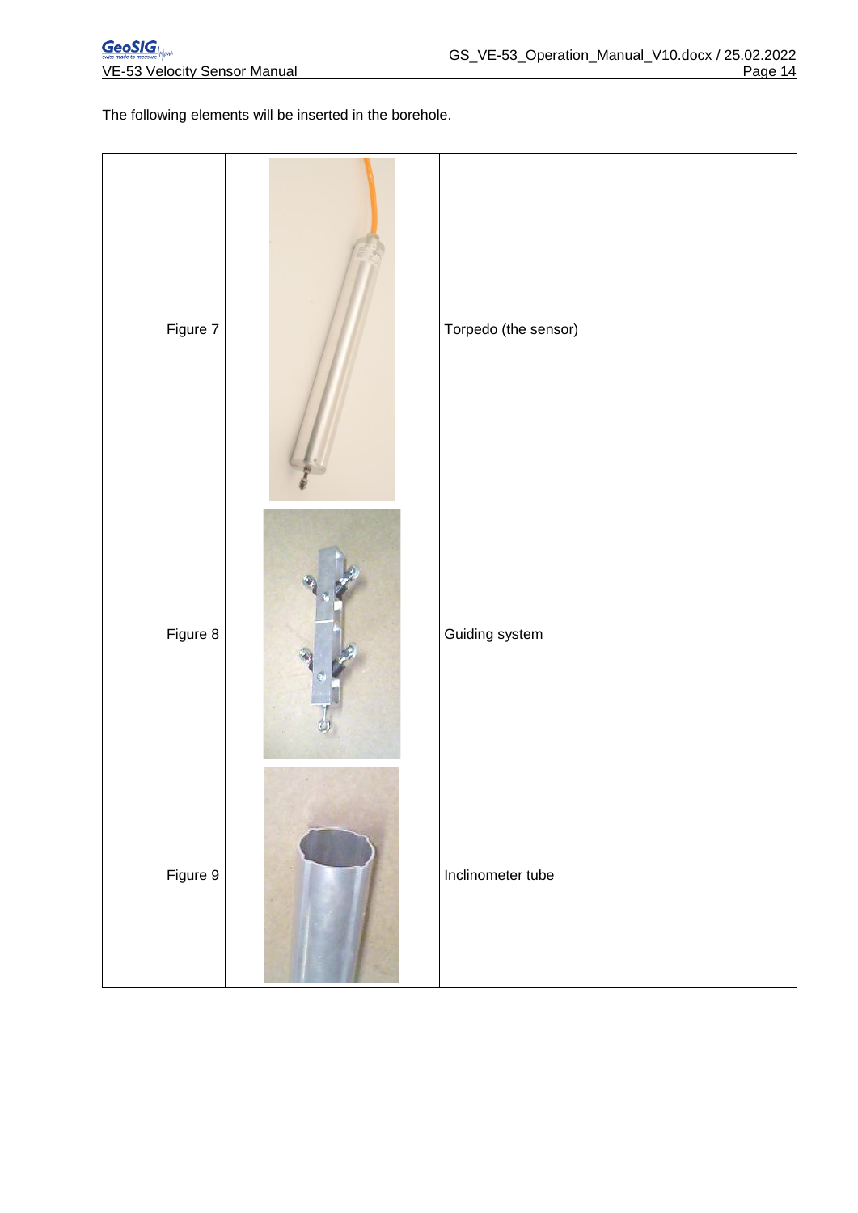The following elements will be inserted in the borehole.

| | | |
|---|---|---|
| Figure 7 | | Torpedo (the sensor) |
| Figure 8 | | Guiding system |
| Figure 9 | | Inclinometer tube |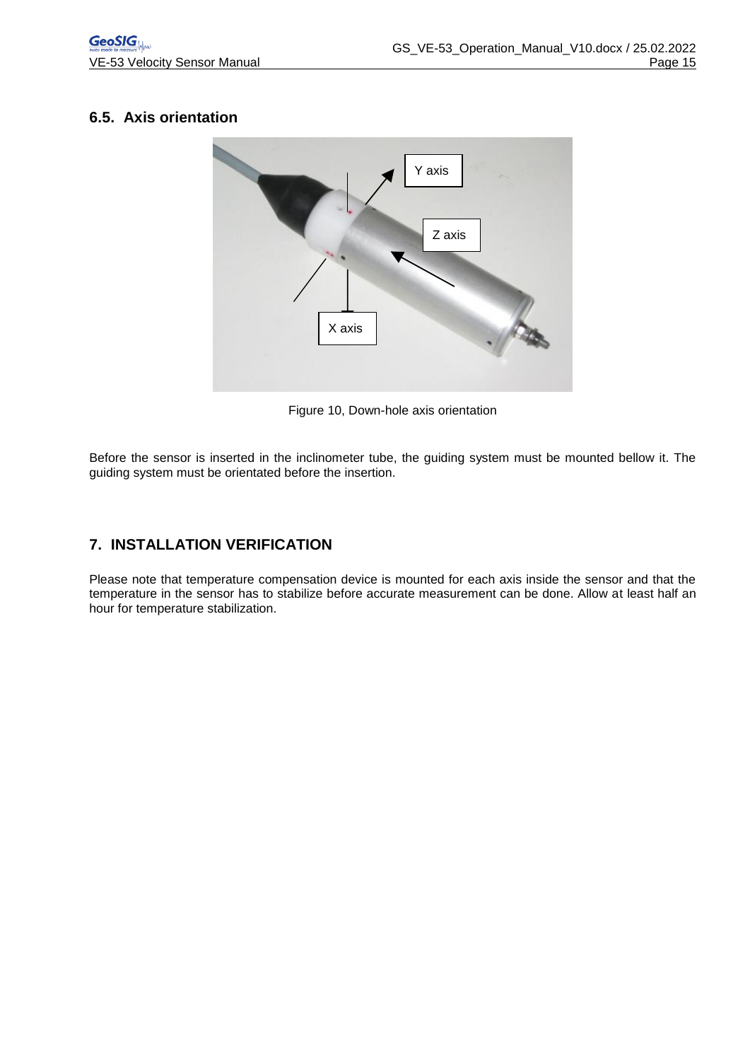## 6.5. Axis orientation

Figure 10, Down-hole axis orientation

Before the sensor is inserted in the inclinometer tube, the guiding system must be mounted bellow it. The guiding system must be orientated before the insertion.

# 7. INSTALLATION VERIFICATION

Please note that temperature compensation device is mounted for each axis inside the sensor and that the temperature in the sensor has to stabilize before accurate measurement can be done. Allow at least half an hour for temperature stabilization.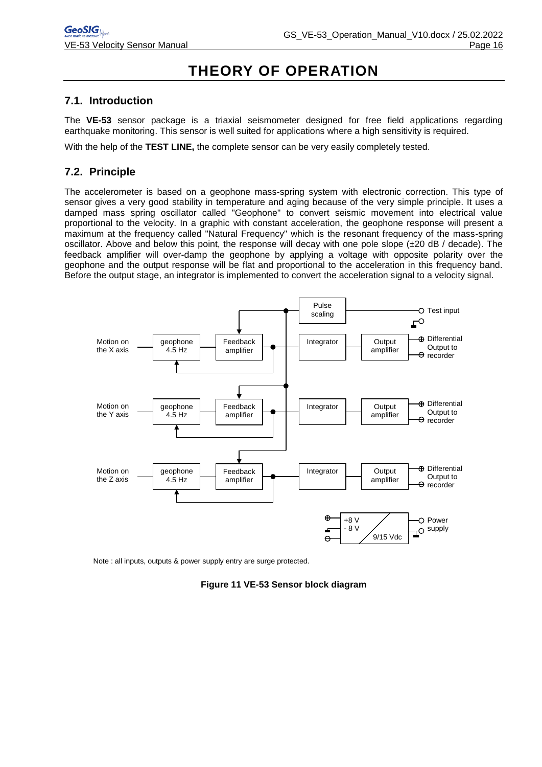# THEORY OF OPERATION

## 7.1. Introduction

The **VE-53** sensor package is a triaxial seismometer designed for free field applications regarding earthquake monitoring. This sensor is well suited for applications where a high sensitivity is required.

With the help of the **TEST LINE,** the complete sensor can be very easily completely tested.

## 7.2. Principle

The accelerometer is based on a geophone mass-spring system with electronic correction. This type of sensor gives a very good stability in temperature and aging because of the very simple principle. It uses a damped mass spring oscillator called "Geophone" to convert seismic movement into electrical value proportional to the velocity. In a graphic with constant acceleration, the geophone response will present a maximum at the frequency called "Natural Frequency" which is the resonant frequency of the mass-spring oscillator. Above and below this point, the response will decay with one pole slope (±20 dB / decade). The feedback amplifier will over-damp the geophone by applying a voltage with opposite polarity over the geophone and the output response will be flat and proportional to the acceleration in this frequency band. Before the output stage, an integrator is implemented to convert the acceleration signal to a velocity signal.

Note : all inputs, outputs & power supply entry are surge protected.

**Figure 11 VE-53 Sensor block diagram**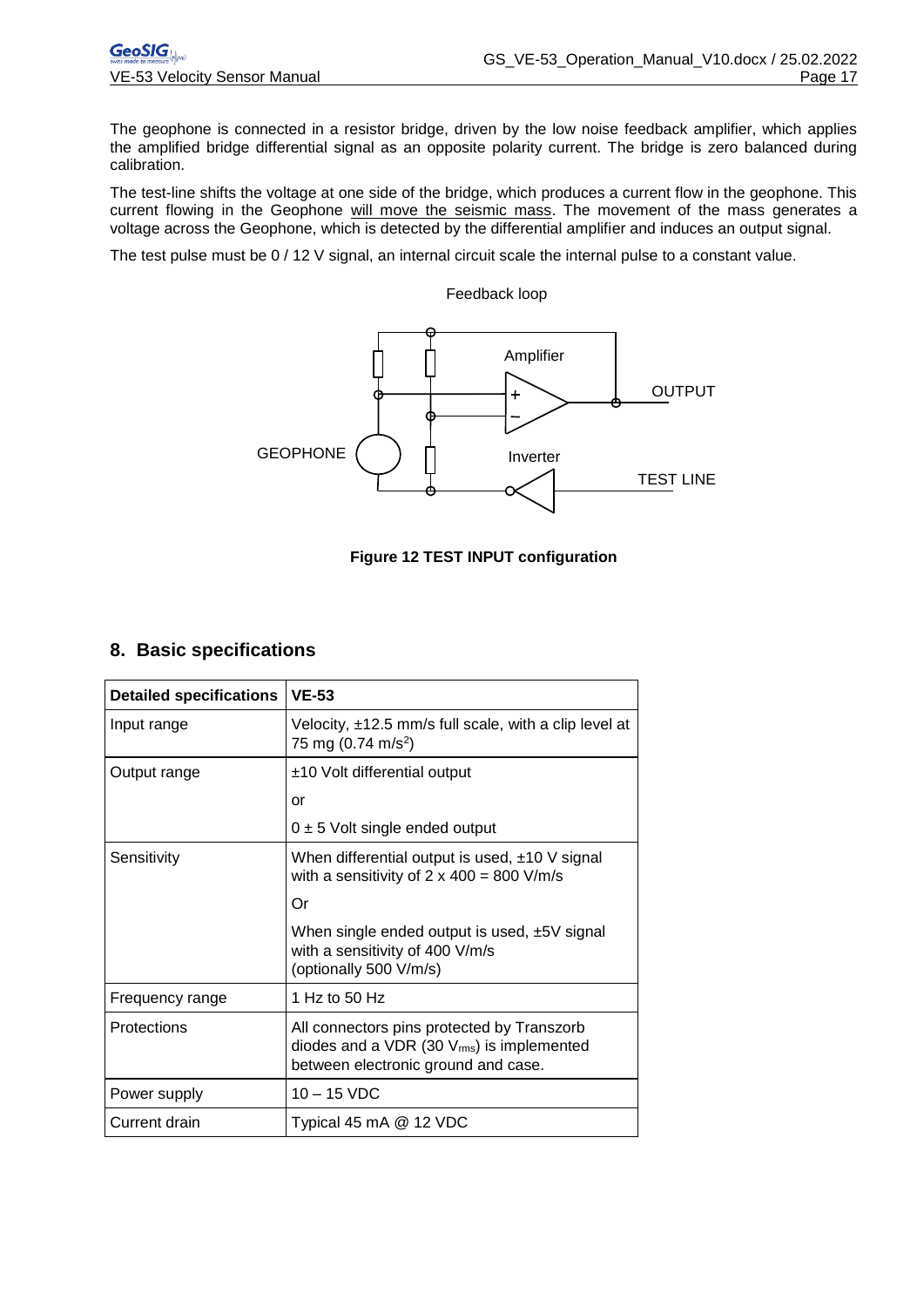The geophone is connected in a resistor bridge, driven by the low noise feedback amplifier, which applies the amplified bridge differential signal as an opposite polarity current. The bridge is zero balanced during calibration.

The test-line shifts the voltage at one side of the bridge, which produces a current flow in the geophone. This current flowing in the Geophone will move the seismic mass. The movement of the mass generates a voltage across the Geophone, which is detected by the differential amplifier and induces an output signal.

The test pulse must be 0 / 12 V signal, an internal circuit scale the internal pulse to a constant value.

Feedback loop

Amplifier

OUTPUT

GEOPHONE

Inverter

TEST LINE

**Figure 12 TEST INPUT configuration**

## 8. Basic specifications

| Detailed specifications | VE-53 |
|---|---|
| Input range | Velocity, ±12.5 mm/s full scale, with a clip level at 75 mg (0.74 m/s$^2$) |
| Output range | ±10 Volt differential output<br>or<br>0 ± 5 Volt single ended output |
| Sensitivity | When differential output is used, ±10 V signal with a sensitivity of 2 x 400 = 800 V/m/s<br>Or<br>When single ended output is used, ±5V signal with a sensitivity of 400 V/m/s (optionally 500 V/m/s) |
| Frequency range | 1 Hz to 50 Hz |
| Protections | All connectors pins protected by Transzorb diodes and a VDR (30 $V_{rms}$) is implemented between electronic ground and case. |
| Power supply | 10 – 15 VDC |
| Current drain | Typical 45 mA @ 12 VDC |